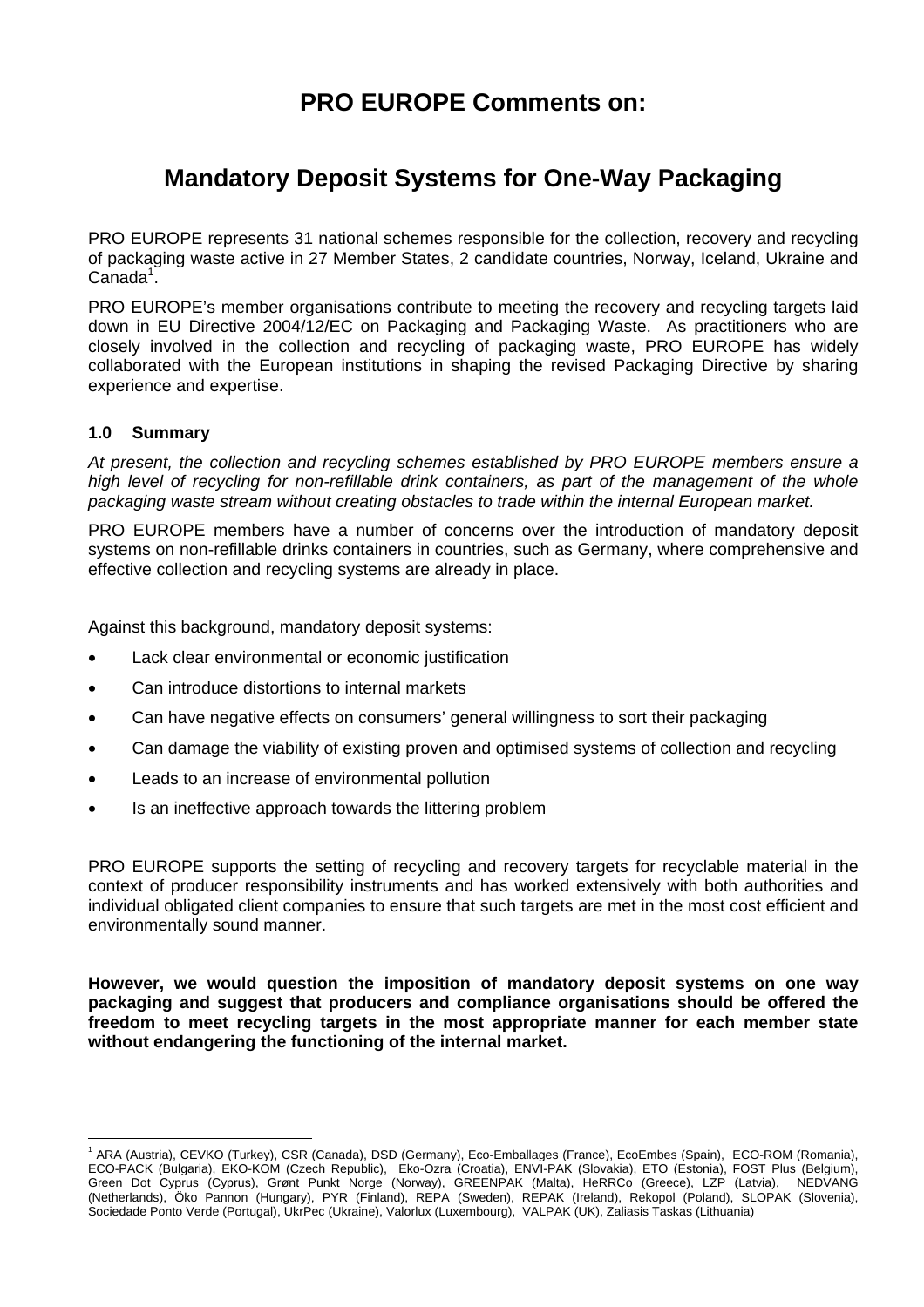# PRO EUROPE Comments on:

# Mandatory Deposit Systems for One-Way Packaging

PRO EUROPE represents 31 national schemes responsible for the collection, recovery and recycling of packaging waste active in 27 Member States, 2 candidate countries, Norway, Iceland, Ukraine and Canada[1].

PRO EUROPE's member organisations contribute to meeting the recovery and recycling targets laid down in EU Directive 2004/12/EC on Packaging and Packaging Waste. As practitioners who are closely involved in the collection and recycling of packaging waste, PRO EUROPE has widely collaborated with the European institutions in shaping the revised Packaging Directive by sharing experience and expertise.

## 1.0 Summary

*At present, the collection and recycling schemes established by PRO EUROPE members ensure a high level of recycling for non-refillable drink containers, as part of the management of the whole packaging waste stream without creating obstacles to trade within the internal European market.*

PRO EUROPE members have a number of concerns over the introduction of mandatory deposit systems on non-refillable drinks containers in countries, such as Germany, where comprehensive and effective collection and recycling systems are already in place.

Against this background, mandatory deposit systems:

- Lack clear environmental or economic justification
- Can introduce distortions to internal markets
- Can have negative effects on consumers' general willingness to sort their packaging
- Can damage the viability of existing proven and optimised systems of collection and recycling
- Leads to an increase of environmental pollution
- Is an ineffective approach towards the littering problem

PRO EUROPE supports the setting of recycling and recovery targets for recyclable material in the context of producer responsibility instruments and has worked extensively with both authorities and individual obligated client companies to ensure that such targets are met in the most cost efficient and environmentally sound manner.

**However, we would question the imposition of mandatory deposit systems on one way packaging and suggest that producers and compliance organisations should be offered the freedom to meet recycling targets in the most appropriate manner for each member state without endangering the functioning of the internal market.**

[1] ARA (Austria), CEVKO (Turkey), CSR (Canada), DSD (Germany), Eco-Emballages (France), EcoEmbes (Spain), ECO-ROM (Romania), ECO-PACK (Bulgaria), EKO-KOM (Czech Republic), Eko-Ozra (Croatia), ENVI-PAK (Slovakia), ETO (Estonia), FOST Plus (Belgium), Green Dot Cyprus (Cyprus), Grønt Punkt Norge (Norway), GREENPAK (Malta), HeRRCo (Greece), LZP (Latvia), NEDVANG (Netherlands), Öko Pannon (Hungary), PYR (Finland), REPA (Sweden), REPAK (Ireland), Rekopol (Poland), SLOPAK (Slovenia), Sociedade Ponto Verde (Portugal), UkrPec (Ukraine), Valorlux (Luxembourg), VALPAK (UK), Zaliasis Taskas (Lithuania)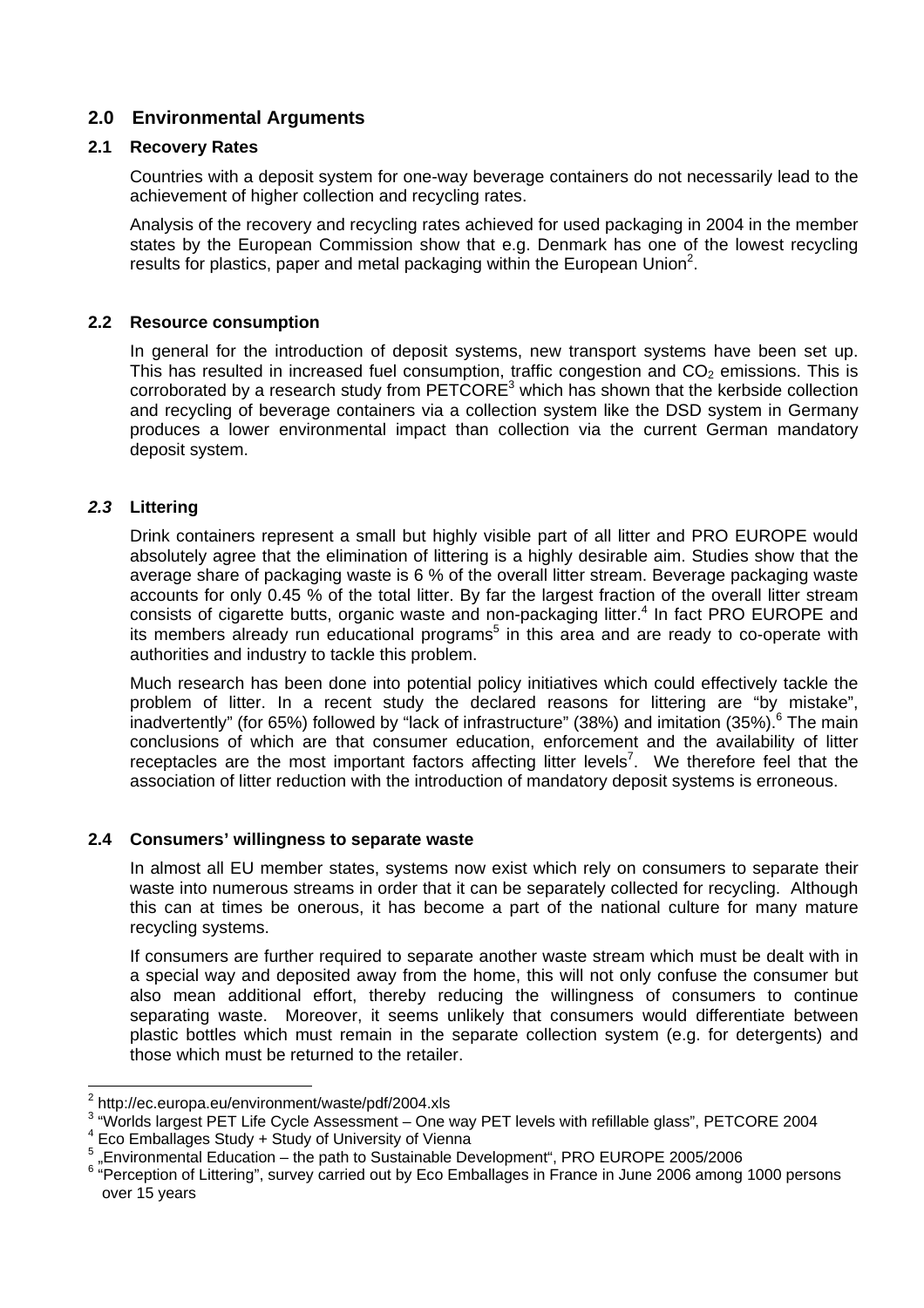## 2.0 Environmental Arguments

### 2.1 Recovery Rates

Countries with a deposit system for one-way beverage containers do not necessarily lead to the achievement of higher collection and recycling rates.

Analysis of the recovery and recycling rates achieved for used packaging in 2004 in the member states by the European Commission show that e.g. Denmark has one of the lowest recycling results for plastics, paper and metal packaging within the European Union[2].

### 2.2 Resource consumption

In general for the introduction of deposit systems, new transport systems have been set up. This has resulted in increased fuel consumption, traffic congestion and $CO_2$ emissions. This is corroborated by a research study from PETCORE[3] which has shown that the kerbside collection and recycling of beverage containers via a collection system like the DSD system in Germany produces a lower environmental impact than collection via the current German mandatory deposit system.

### *2.3* Littering

Drink containers represent a small but highly visible part of all litter and PRO EUROPE would absolutely agree that the elimination of littering is a highly desirable aim. Studies show that the average share of packaging waste is 6 % of the overall litter stream. Beverage packaging waste accounts for only 0.45 % of the total litter. By far the largest fraction of the overall litter stream consists of cigarette butts, organic waste and non-packaging litter.[4] In fact PRO EUROPE and its members already run educational programs[5] in this area and are ready to co-operate with authorities and industry to tackle this problem.

Much research has been done into potential policy initiatives which could effectively tackle the problem of litter. In a recent study the declared reasons for littering are "by mistake", inadvertently" (for 65%) followed by "lack of infrastructure" (38%) and imitation (35%).[6] The main conclusions of which are that consumer education, enforcement and the availability of litter receptacles are the most important factors affecting litter levels[7]. We therefore feel that the association of litter reduction with the introduction of mandatory deposit systems is erroneous.

### 2.4 Consumers' willingness to separate waste

In almost all EU member states, systems now exist which rely on consumers to separate their waste into numerous streams in order that it can be separately collected for recycling. Although this can at times be onerous, it has become a part of the national culture for many mature recycling systems.

If consumers are further required to separate another waste stream which must be dealt with in a special way and deposited away from the home, this will not only confuse the consumer but also mean additional effort, thereby reducing the willingness of consumers to continue separating waste. Moreover, it seems unlikely that consumers would differentiate between plastic bottles which must remain in the separate collection system (e.g. for detergents) and those which must be returned to the retailer.

---

[2] http://ec.europa.eu/environment/waste/pdf/2004.xls

[3] "Worlds largest PET Life Cycle Assessment – One way PET levels with refillable glass", PETCORE 2004

[4] Eco Emballages Study + Study of University of Vienna

[5] „Environmental Education – the path to Sustainable Development", PRO EUROPE 2005/2006

[6] "Perception of Littering", survey carried out by Eco Emballages in France in June 2006 among 1000 persons over 15 years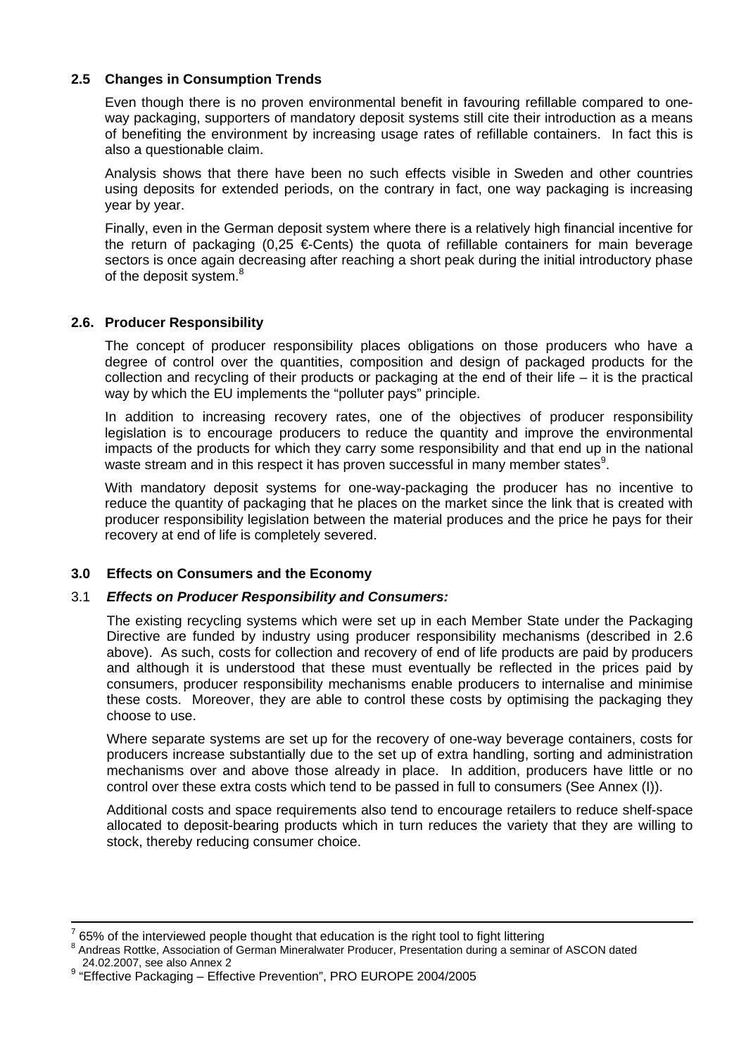### 2.5 Changes in Consumption Trends

Even though there is no proven environmental benefit in favouring refillable compared to one-way packaging, supporters of mandatory deposit systems still cite their introduction as a means of benefiting the environment by increasing usage rates of refillable containers. In fact this is also a questionable claim.

Analysis shows that there have been no such effects visible in Sweden and other countries using deposits for extended periods, on the contrary in fact, one way packaging is increasing year by year.

Finally, even in the German deposit system where there is a relatively high financial incentive for the return of packaging (0,25 €-Cents) the quota of refillable containers for main beverage sectors is once again decreasing after reaching a short peak during the initial introductory phase of the deposit system.[8]

### 2.6. Producer Responsibility

The concept of producer responsibility places obligations on those producers who have a degree of control over the quantities, composition and design of packaged products for the collection and recycling of their products or packaging at the end of their life – it is the practical way by which the EU implements the "polluter pays" principle.

In addition to increasing recovery rates, one of the objectives of producer responsibility legislation is to encourage producers to reduce the quantity and improve the environmental impacts of the products for which they carry some responsibility and that end up in the national waste stream and in this respect it has proven successful in many member states[9].

With mandatory deposit systems for one-way-packaging the producer has no incentive to reduce the quantity of packaging that he places on the market since the link that is created with producer responsibility legislation between the material produces and the price he pays for their recovery at end of life is completely severed.

## 3.0 Effects on Consumers and the Economy

### 3.1 *Effects on Producer Responsibility and Consumers:*

The existing recycling systems which were set up in each Member State under the Packaging Directive are funded by industry using producer responsibility mechanisms (described in 2.6 above). As such, costs for collection and recovery of end of life products are paid by producers and although it is understood that these must eventually be reflected in the prices paid by consumers, producer responsibility mechanisms enable producers to internalise and minimise these costs. Moreover, they are able to control these costs by optimising the packaging they choose to use.

Where separate systems are set up for the recovery of one-way beverage containers, costs for producers increase substantially due to the set up of extra handling, sorting and administration mechanisms over and above those already in place. In addition, producers have little or no control over these extra costs which tend to be passed in full to consumers (See Annex (I)).

Additional costs and space requirements also tend to encourage retailers to reduce shelf-space allocated to deposit-bearing products which in turn reduces the variety that they are willing to stock, thereby reducing consumer choice.

---

[7] 65% of the interviewed people thought that education is the right tool to fight littering

[8] Andreas Rottke, Association of German Mineralwater Producer, Presentation during a seminar of ASCON dated 24.02.2007, see also Annex 2

[9] "Effective Packaging – Effective Prevention", PRO EUROPE 2004/2005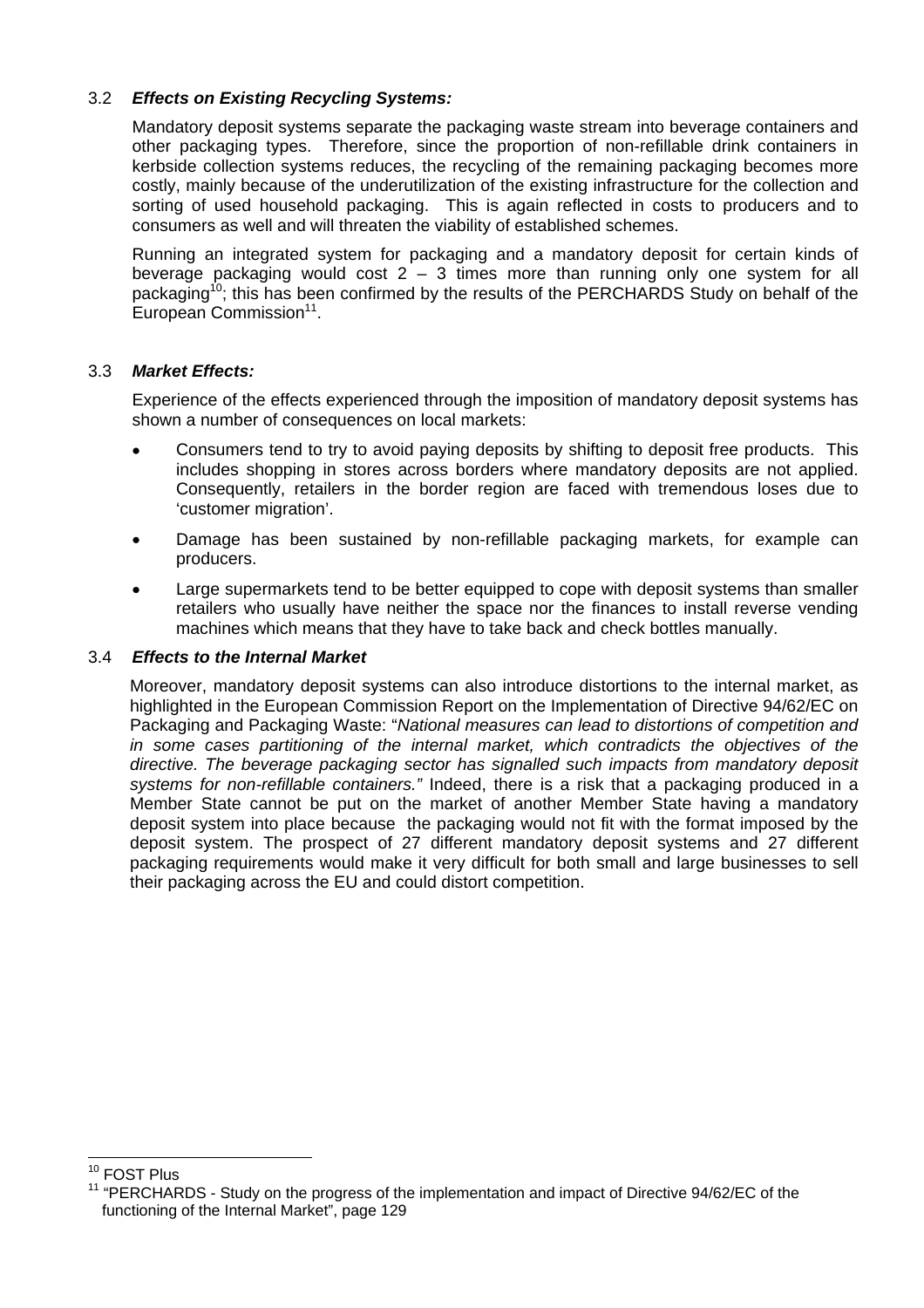### 3.2 *Effects on Existing Recycling Systems:*

Mandatory deposit systems separate the packaging waste stream into beverage containers and other packaging types. Therefore, since the proportion of non-refillable drink containers in kerbside collection systems reduces, the recycling of the remaining packaging becomes more costly, mainly because of the underutilization of the existing infrastructure for the collection and sorting of used household packaging. This is again reflected in costs to producers and to consumers as well and will threaten the viability of established schemes.

Running an integrated system for packaging and a mandatory deposit for certain kinds of beverage packaging would cost 2 – 3 times more than running only one system for all packaging[10]; this has been confirmed by the results of the PERCHARDS Study on behalf of the European Commission[11].

### 3.3 *Market Effects:*

Experience of the effects experienced through the imposition of mandatory deposit systems has shown a number of consequences on local markets:

- Consumers tend to try to avoid paying deposits by shifting to deposit free products. This includes shopping in stores across borders where mandatory deposits are not applied. Consequently, retailers in the border region are faced with tremendous loses due to 'customer migration'.
- Damage has been sustained by non-refillable packaging markets, for example can producers.
- Large supermarkets tend to be better equipped to cope with deposit systems than smaller retailers who usually have neither the space nor the finances to install reverse vending machines which means that they have to take back and check bottles manually.

### 3.4 *Effects to the Internal Market*

Moreover, mandatory deposit systems can also introduce distortions to the internal market, as highlighted in the European Commission Report on the Implementation of Directive 94/62/EC on Packaging and Packaging Waste: "*National measures can lead to distortions of competition and in some cases partitioning of the internal market, which contradicts the objectives of the directive. The beverage packaging sector has signalled such impacts from mandatory deposit systems for non-refillable containers."* Indeed, there is a risk that a packaging produced in a Member State cannot be put on the market of another Member State having a mandatory deposit system into place because the packaging would not fit with the format imposed by the deposit system. The prospect of 27 different mandatory deposit systems and 27 different packaging requirements would make it very difficult for both small and large businesses to sell their packaging across the EU and could distort competition.

---

[10] FOST Plus

[11] "PERCHARDS - Study on the progress of the implementation and impact of Directive 94/62/EC of the functioning of the Internal Market", page 129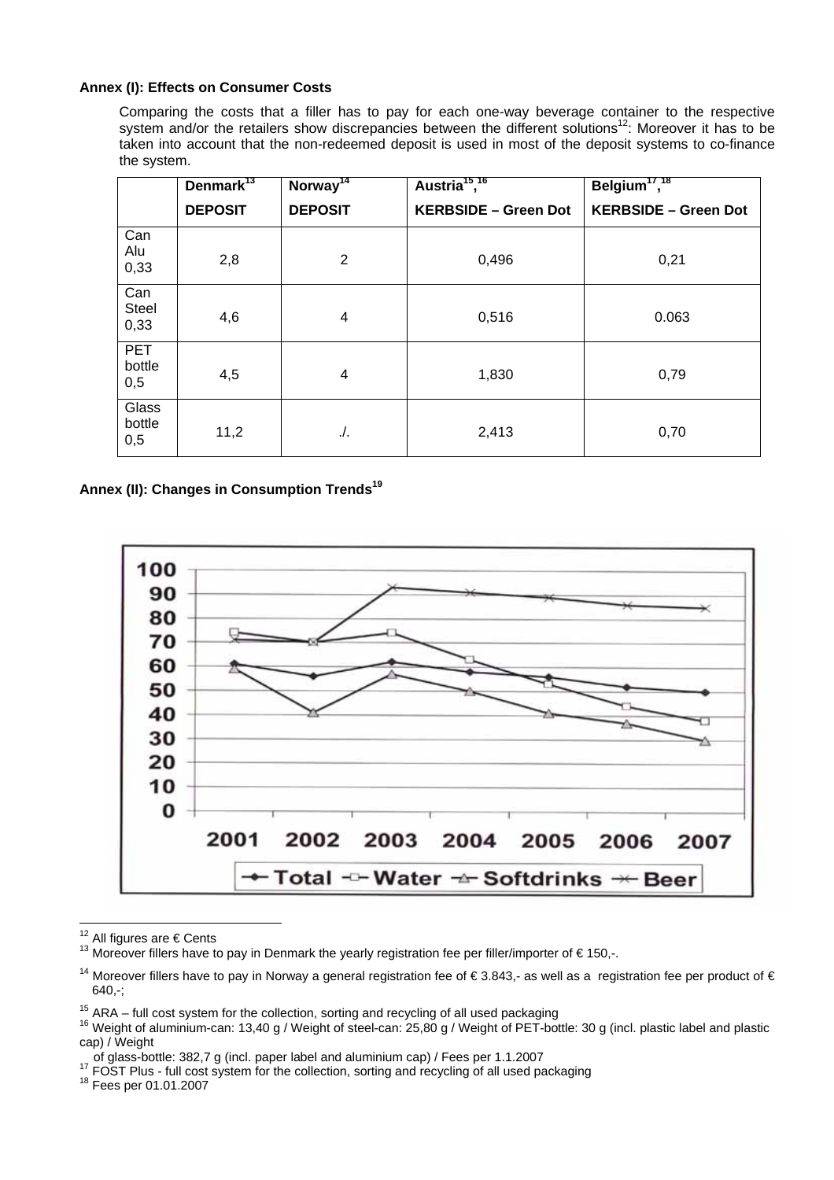#### Annex (I): Effects on Consumer Costs

Comparing the costs that a filler has to pay for each one-way beverage container to the respective system and/or the retailers show discrepancies between the different solutions[12]: Moreover it has to be taken into account that the non-redeemed deposit is used in most of the deposit systems to co-finance the system.

| | Denmark[13] DEPOSIT | Norway[14] DEPOSIT | Austria[15,16] KERBSIDE – Green Dot | Belgium[17,18] KERBSIDE – Green Dot |
|---|---|---|---|---|
| Can Alu 0,33 | 2,8 | 2 | 0,496 | 0,21 |
| Can Steel 0,33 | 4,6 | 4 | 0,516 | 0.063 |
| PET bottle 0,5 | 4,5 | 4 | 1,830 | 0,79 |
| Glass bottle 0,5 | 11,2 | ./. | 2,413 | 0,70 |

#### Annex (II): Changes in Consumption Trends[19]

100
90
80
70
60
50
40
30
20
10
0

2001 2002 2003 2004 2005 2006 2007

Total Water Softdrinks Beer

---

[12] All figures are € Cents

[13] Moreover fillers have to pay in Denmark the yearly registration fee per filler/importer of € 150,-.

[14] Moreover fillers have to pay in Norway a general registration fee of € 3.843,- as well as a registration fee per product of € 640,-;

[15] ARA – full cost system for the collection, sorting and recycling of all used packaging

[16] Weight of aluminium-can: 13,40 g / Weight of steel-can: 25,80 g / Weight of PET-bottle: 30 g (incl. plastic label and plastic cap) / Weight of glass-bottle: 382,7 g (incl. paper label and aluminium cap) / Fees per 1.1.2007

[17] FOST Plus - full cost system for the collection, sorting and recycling of all used packaging

[18] Fees per 01.01.2007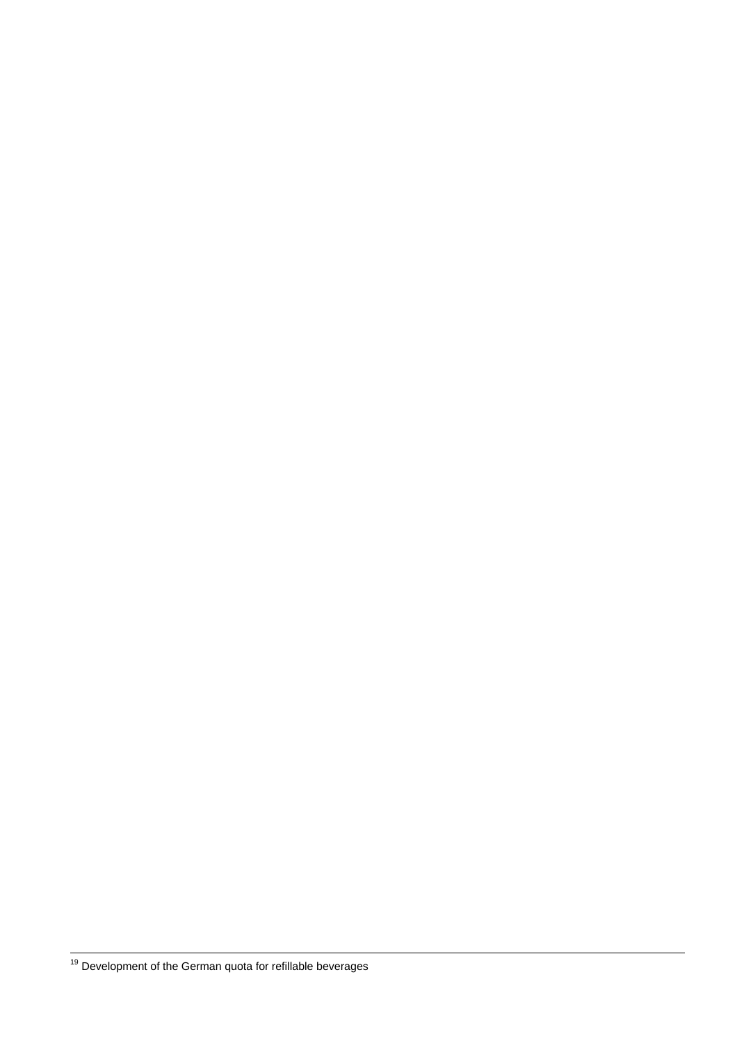[19] Development of the German quota for refillable beverages